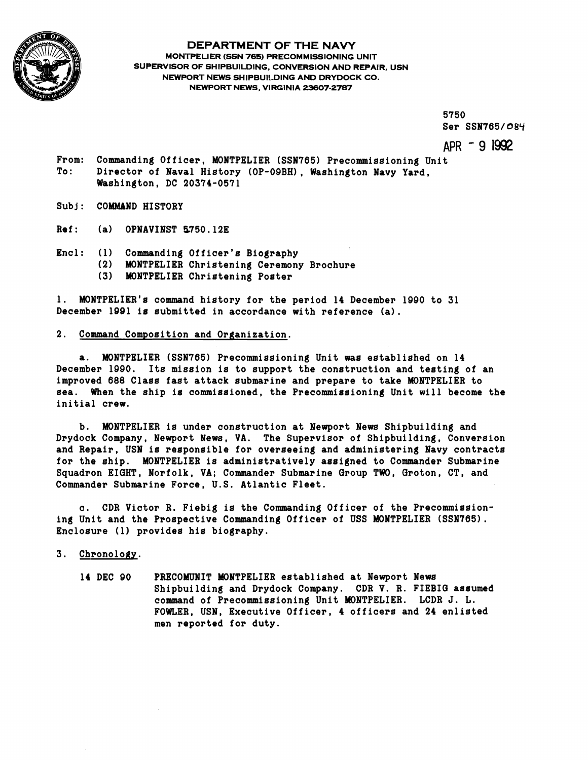**DEPARTMENT OF THE NAVY**
**MONTPELIER (SSN 765) PRECOMMISSIONING UNIT**
**SUPERVISOR OF SHIPBUILDING, CONVERSION AND REPAIR, USN**
**NEWPORT NEWS SHIPBUILDING AND DRYDOCK CO.**
**NEWPORT NEWS, VIRGINIA 23607-2787**

5750
Ser SSN765/084

APR - 9 1992

From: Commanding Officer, MONTPELIER (SSN765) Precommissioning Unit
To: Director of Naval History (OP-09BH), Washington Navy Yard, Washington, DC 20374-0571

Subj: COMMAND HISTORY

Ref: (a) OPNAVINST 5750.12E

Encl: (1) Commanding Officer's Biography
(2) MONTPELIER Christening Ceremony Brochure
(3) MONTPELIER Christening Poster

1. MONTPELIER's command history for the period 14 December 1990 to 31 December 1991 is submitted in accordance with reference (a).

2. Command Composition and Organization.

a. MONTPELIER (SSN765) Precommissioning Unit was established on 14 December 1990. Its mission is to support the construction and testing of an improved 688 Class fast attack submarine and prepare to take MONTPELIER to sea. When the ship is commissioned, the Precommissioning Unit will become the initial crew.

b. MONTPELIER is under construction at Newport News Shipbuilding and Drydock Company, Newport News, VA. The Supervisor of Shipbuilding, Conversion and Repair, USN is responsible for overseeing and administering Navy contracts for the ship. MONTPELIER is administratively assigned to Commander Submarine Squadron EIGHT, Norfolk, VA; Commander Submarine Group TWO, Groton, CT, and Commander Submarine Force, U.S. Atlantic Fleet.

c. CDR Victor R. Fiebig is the Commanding Officer of the Precommissioning Unit and the Prospective Commanding Officer of USS MONTPELIER (SSN765). Enclosure (1) provides his biography.

3. Chronology.

14 DEC 90 PRECOMUNIT MONTPELIER established at Newport News Shipbuilding and Drydock Company. CDR V. R. FIEBIG assumed command of Precommissioning Unit MONTPELIER. LCDR J. L. FOWLER, USN, Executive Officer, 4 officers and 24 enlisted men reported for duty.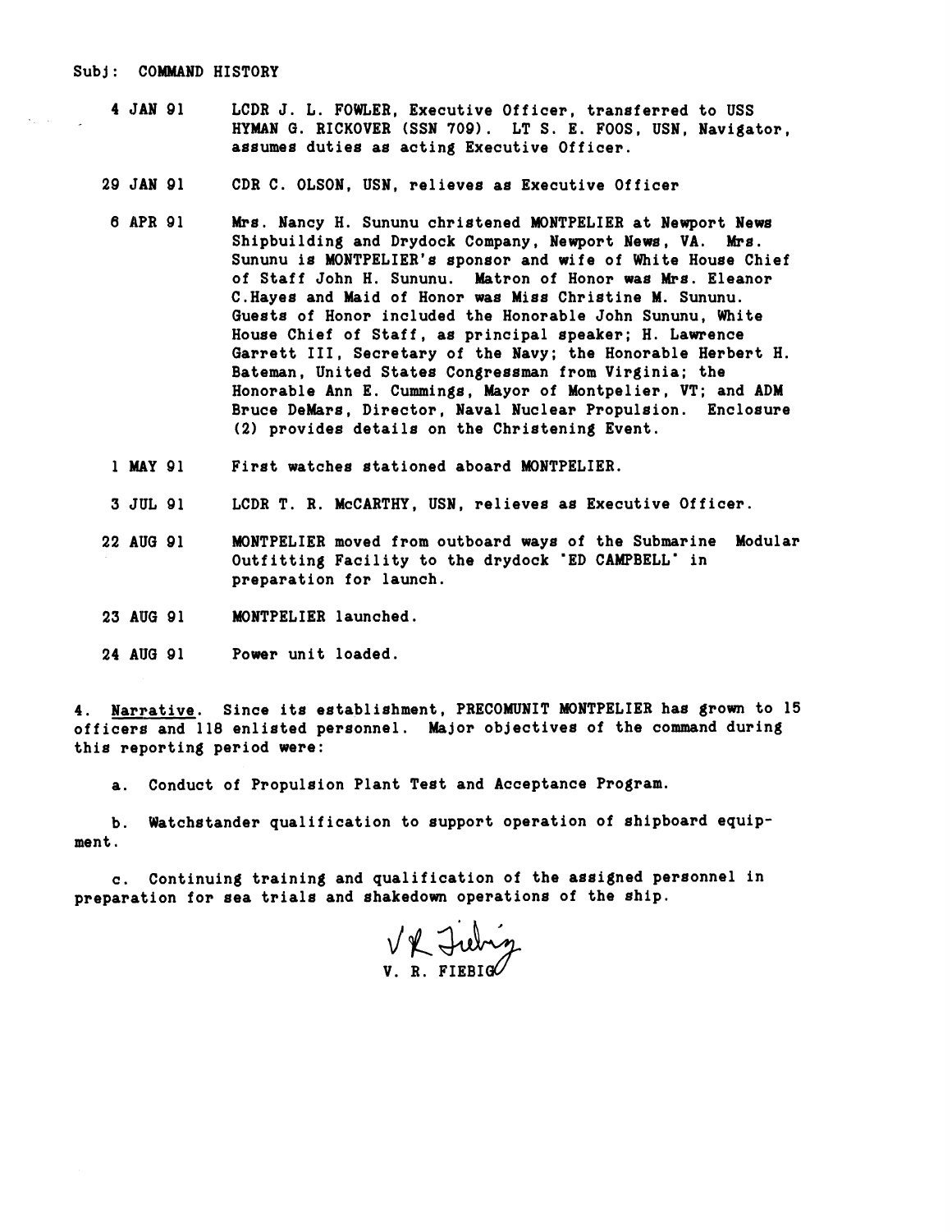Subj: COMMAND HISTORY

| | |
|---|---|
| 4 JAN 91 | LCDR J. L. FOWLER, Executive Officer, transferred to USS HYMAN G. RICKOVER (SSN 709). LT S. E. FOOS, USN, Navigator, assumes duties as acting Executive Officer. |
| 29 JAN 91 | CDR C. OLSON, USN, relieves as Executive Officer |
| 6 APR 91 | Mrs. Nancy H. Sununu christened MONTPELIER at Newport News Shipbuilding and Drydock Company, Newport News, VA. Mrs. Sununu is MONTPELIER's sponsor and wife of White House Chief of Staff John H. Sununu. Matron of Honor was Mrs. Eleanor C.Hayes and Maid of Honor was Miss Christine M. Sununu. Guests of Honor included the Honorable John Sununu, White House Chief of Staff, as principal speaker; H. Lawrence Garrett III, Secretary of the Navy; the Honorable Herbert H. Bateman, United States Congressman from Virginia; the Honorable Ann E. Cummings, Mayor of Montpelier, VT; and ADM Bruce DeMars, Director, Naval Nuclear Propulsion. Enclosure (2) provides details on the Christening Event. |
| 1 MAY 91 | First watches stationed aboard MONTPELIER. |
| 3 JUL 91 | LCDR T. R. McCARTHY, USN, relieves as Executive Officer. |
| 22 AUG 91 | MONTPELIER moved from outboard ways of the Submarine Modular Outfitting Facility to the drydock 'ED CAMPBELL' in preparation for launch. |
| 23 AUG 91 | MONTPELIER launched. |
| 24 AUG 91 | Power unit loaded. |

4. Narrative. Since its establishment, PRECOMUNIT MONTPELIER has grown to 15 officers and 118 enlisted personnel. Major objectives of the command during this reporting period were:

a. Conduct of Propulsion Plant Test and Acceptance Program.

b. Watchstander qualification to support operation of shipboard equipment.

c. Continuing training and qualification of the assigned personnel in preparation for sea trials and shakedown operations of the ship.

V R Fiebig
V. R. FIEBIG